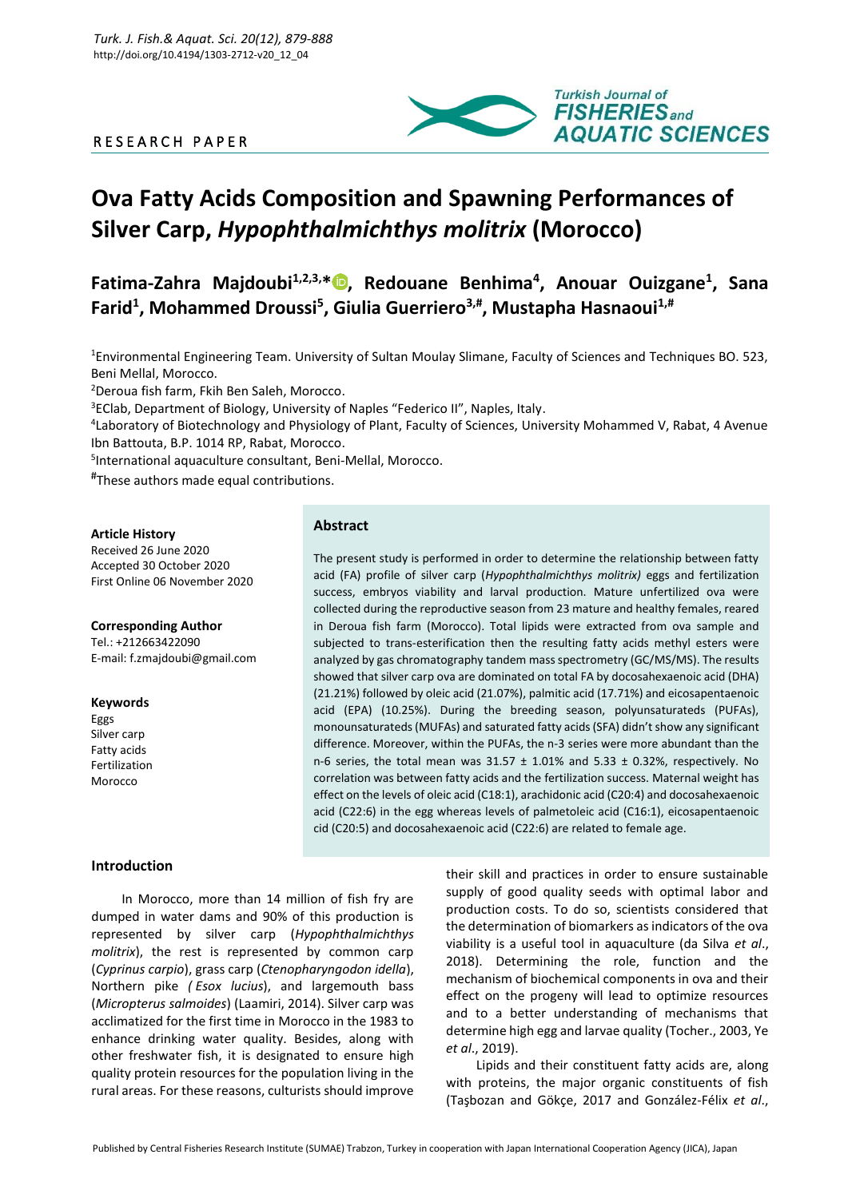RESEARCH PAPER

# Ova Fatty Acids Composition and Spawning Performances of Silver Carp, *Hypophthalmichthys molitrix* (Morocco)

**Fatima-Zahra Majdoubi[1,2,3,*], Redouane Benhima[4], Anouar Ouizgane[1], Sana Farid[1], Mohammed Droussi[5], Giulia Guerriero[3,#], Mustapha Hasnaoui[1,#]**

[1]Environmental Engineering Team. University of Sultan Moulay Slimane, Faculty of Sciences and Techniques BO. 523, Beni Mellal, Morocco.

[2]Deroua fish farm, Fkih Ben Saleh, Morocco.

[3]EClab, Department of Biology, University of Naples "Federico II", Naples, Italy.

[4]Laboratory of Biotechnology and Physiology of Plant, Faculty of Sciences, University Mohammed V, Rabat, 4 Avenue Ibn Battouta, B.P. 1014 RP, Rabat, Morocco.

[5]International aquaculture consultant, Beni-Mellal, Morocco.

[#]These authors made equal contributions.

**Article History**
Received 26 June 2020
Accepted 30 October 2020
First Online 06 November 2020

**Corresponding Author**
Tel.: +212663422090
E-mail: f.zmajdoubi@gmail.com

**Keywords**
Eggs
Silver carp
Fatty acids
Fertilization
Morocco

## Abstract

The present study is performed in order to determine the relationship between fatty acid (FA) profile of silver carp (*Hypophthalmichthys molitrix)* eggs and fertilization success, embryos viability and larval production. Mature unfertilized ova were collected during the reproductive season from 23 mature and healthy females, reared in Deroua fish farm (Morocco). Total lipids were extracted from ova sample and subjected to trans-esterification then the resulting fatty acids methyl esters were analyzed by gas chromatography tandem mass spectrometry (GC/MS/MS). The results showed that silver carp ova are dominated on total FA by docosahexaenoic acid (DHA) (21.21%) followed by oleic acid (21.07%), palmitic acid (17.71%) and eicosapentaenoic acid (EPA) (10.25%). During the breeding season, polyunsaturateds (PUFAs), monounsaturateds (MUFAs) and saturated fatty acids (SFA) didn't show any significant difference. Moreover, within the PUFAs, the n-3 series were more abundant than the n-6 series, the total mean was 31.57 ± 1.01% and 5.33 ± 0.32%, respectively. No correlation was between fatty acids and the fertilization success. Maternal weight has effect on the levels of oleic acid (C18:1), arachidonic acid (C20:4) and docosahexaenoic acid (C22:6) in the egg whereas levels of palmetoleic acid (C16:1), eicosapentaenoic cid (C20:5) and docosahexaenoic acid (C22:6) are related to female age.

## Introduction

In Morocco, more than 14 million of fish fry are dumped in water dams and 90% of this production is represented by silver carp (*Hypophthalmichthys molitrix*), the rest is represented by common carp (*Cyprinus carpio*), grass carp (*Ctenopharyngodon idella*), Northern pike *( Esox lucius*), and largemouth bass (*Micropterus salmoides*) (Laamiri, 2014). Silver carp was acclimatized for the first time in Morocco in the 1983 to enhance drinking water quality. Besides, along with other freshwater fish, it is designated to ensure high quality protein resources for the population living in the rural areas. For these reasons, culturists should improve their skill and practices in order to ensure sustainable supply of good quality seeds with optimal labor and production costs. To do so, scientists considered that the determination of biomarkers as indicators of the ova viability is a useful tool in aquaculture (da Silva *et al*., 2018). Determining the role, function and the mechanism of biochemical components in ova and their effect on the progeny will lead to optimize resources and to a better understanding of mechanisms that determine high egg and larvae quality (Tocher., 2003, Ye *et al*., 2019).

Lipids and their constituent fatty acids are, along with proteins, the major organic constituents of fish (Taşbozan and Gökçe, 2017 and González-Félix *et al*.,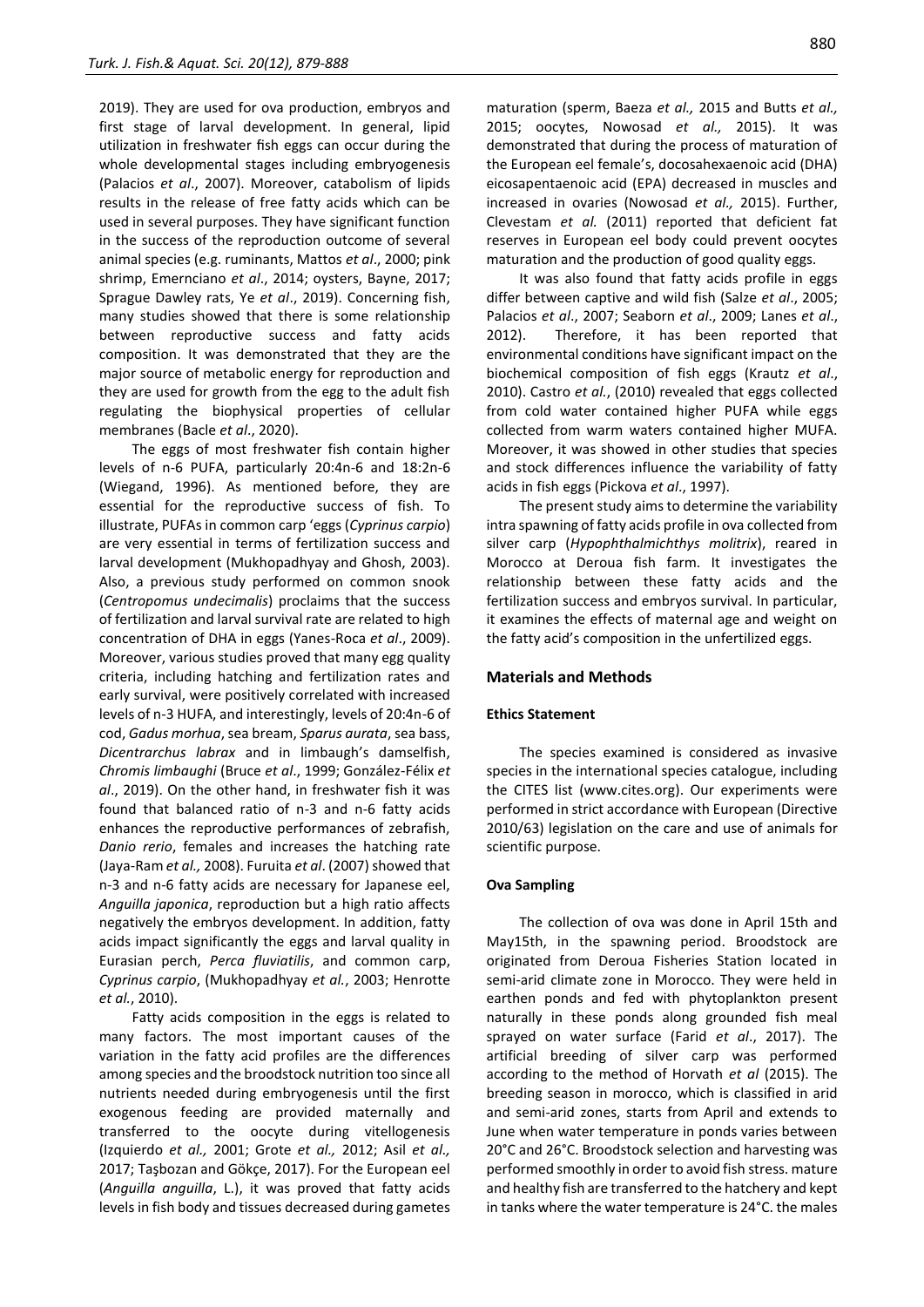2019). They are used for ova production, embryos and first stage of larval development. In general, lipid utilization in freshwater fish eggs can occur during the whole developmental stages including embryogenesis (Palacios *et al*., 2007). Moreover, catabolism of lipids results in the release of free fatty acids which can be used in several purposes. They have significant function in the success of the reproduction outcome of several animal species (e.g. ruminants, Mattos *et al*., 2000; pink shrimp, Emernciano *et al*., 2014; oysters, Bayne, 2017; Sprague Dawley rats, Ye *et al*., 2019). Concerning fish, many studies showed that there is some relationship between reproductive success and fatty acids composition. It was demonstrated that they are the major source of metabolic energy for reproduction and they are used for growth from the egg to the adult fish regulating the biophysical properties of cellular membranes (Bacle *et al*., 2020).

The eggs of most freshwater fish contain higher levels of n-6 PUFA, particularly 20:4n-6 and 18:2n-6 (Wiegand, 1996). As mentioned before, they are essential for the reproductive success of fish. To illustrate, PUFAs in common carp 'eggs (*Cyprinus carpio*) are very essential in terms of fertilization success and larval development (Mukhopadhyay and Ghosh, 2003). Also, a previous study performed on common snook (*Centropomus undecimalis*) proclaims that the success of fertilization and larval survival rate are related to high concentration of DHA in eggs (Yanes-Roca *et al*., 2009). Moreover, various studies proved that many egg quality criteria, including hatching and fertilization rates and early survival, were positively correlated with increased levels of n-3 HUFA, and interestingly, levels of 20:4n-6 of cod, *Gadus morhua*, sea bream, *Sparus aurata*, sea bass, *Dicentrarchus labrax* and in limbaugh's damselfish, *Chromis limbaughi* (Bruce *et al*., 1999; González-Félix *et al*., 2019). On the other hand, in freshwater fish it was found that balanced ratio of n-3 and n-6 fatty acids enhances the reproductive performances of zebrafish, *Danio rerio*, females and increases the hatching rate (Jaya-Ram *et al.,* 2008). Furuita *et al*. (2007) showed that n-3 and n-6 fatty acids are necessary for Japanese eel, *Anguilla japonica*, reproduction but a high ratio affects negatively the embryos development. In addition, fatty acids impact significantly the eggs and larval quality in Eurasian perch, *Perca fluviatilis*, and common carp, *Cyprinus carpio*, (Mukhopadhyay *et al.*, 2003; Henrotte *et al.*, 2010).

Fatty acids composition in the eggs is related to many factors. The most important causes of the variation in the fatty acid profiles are the differences among species and the broodstock nutrition too since all nutrients needed during embryogenesis until the first exogenous feeding are provided maternally and transferred to the oocyte during vitellogenesis (Izquierdo *et al.,* 2001; Grote *et al.,* 2012; Asil *et al.,* 2017; Taşbozan and Gökçe, 2017). For the European eel (*Anguilla anguilla*, L.), it was proved that fatty acids levels in fish body and tissues decreased during gametes maturation (sperm, Baeza *et al.,* 2015 and Butts *et al.,* 2015; oocytes, Nowosad *et al.,* 2015). It was demonstrated that during the process of maturation of the European eel female's, docosahexaenoic acid (DHA) eicosapentaenoic acid (EPA) decreased in muscles and increased in ovaries (Nowosad *et al.,* 2015). Further, Clevestam *et al.* (2011) reported that deficient fat reserves in European eel body could prevent oocytes maturation and the production of good quality eggs.

It was also found that fatty acids profile in eggs differ between captive and wild fish (Salze *et al*., 2005; Palacios *et al*., 2007; Seaborn *et al*., 2009; Lanes *et al*., 2012). Therefore, it has been reported that environmental conditions have significant impact on the biochemical composition of fish eggs (Krautz *et al*., 2010). Castro *et al*., (2010) revealed that eggs collected from cold water contained higher PUFA while eggs collected from warm waters contained higher MUFA. Moreover, it was showed in other studies that species and stock differences influence the variability of fatty acids in fish eggs (Pickova *et al*., 1997).

The present study aims to determine the variability intra spawning of fatty acids profile in ova collected from silver carp (*Hypophthalmichthys molitrix*), reared in Morocco at Deroua fish farm. It investigates the relationship between these fatty acids and the fertilization success and embryos survival. In particular, it examines the effects of maternal age and weight on the fatty acid's composition in the unfertilized eggs.

## Materials and Methods

### Ethics Statement

The species examined is considered as invasive species in the international species catalogue, including the CITES list (www.cites.org). Our experiments were performed in strict accordance with European (Directive 2010/63) legislation on the care and use of animals for scientific purpose.

### Ova Sampling

The collection of ova was done in April 15th and May15th, in the spawning period. Broodstock are originated from Deroua Fisheries Station located in semi-arid climate zone in Morocco. They were held in earthen ponds and fed with phytoplankton present naturally in these ponds along grounded fish meal sprayed on water surface (Farid *et al*., 2017). The artificial breeding of silver carp was performed according to the method of Horvath *et al* (2015). The breeding season in morocco, which is classified in arid and semi-arid zones, starts from April and extends to June when water temperature in ponds varies between 20°C and 26°C. Broodstock selection and harvesting was performed smoothly in order to avoid fish stress. mature and healthy fish are transferred to the hatchery and kept in tanks where the water temperature is 24°C. the males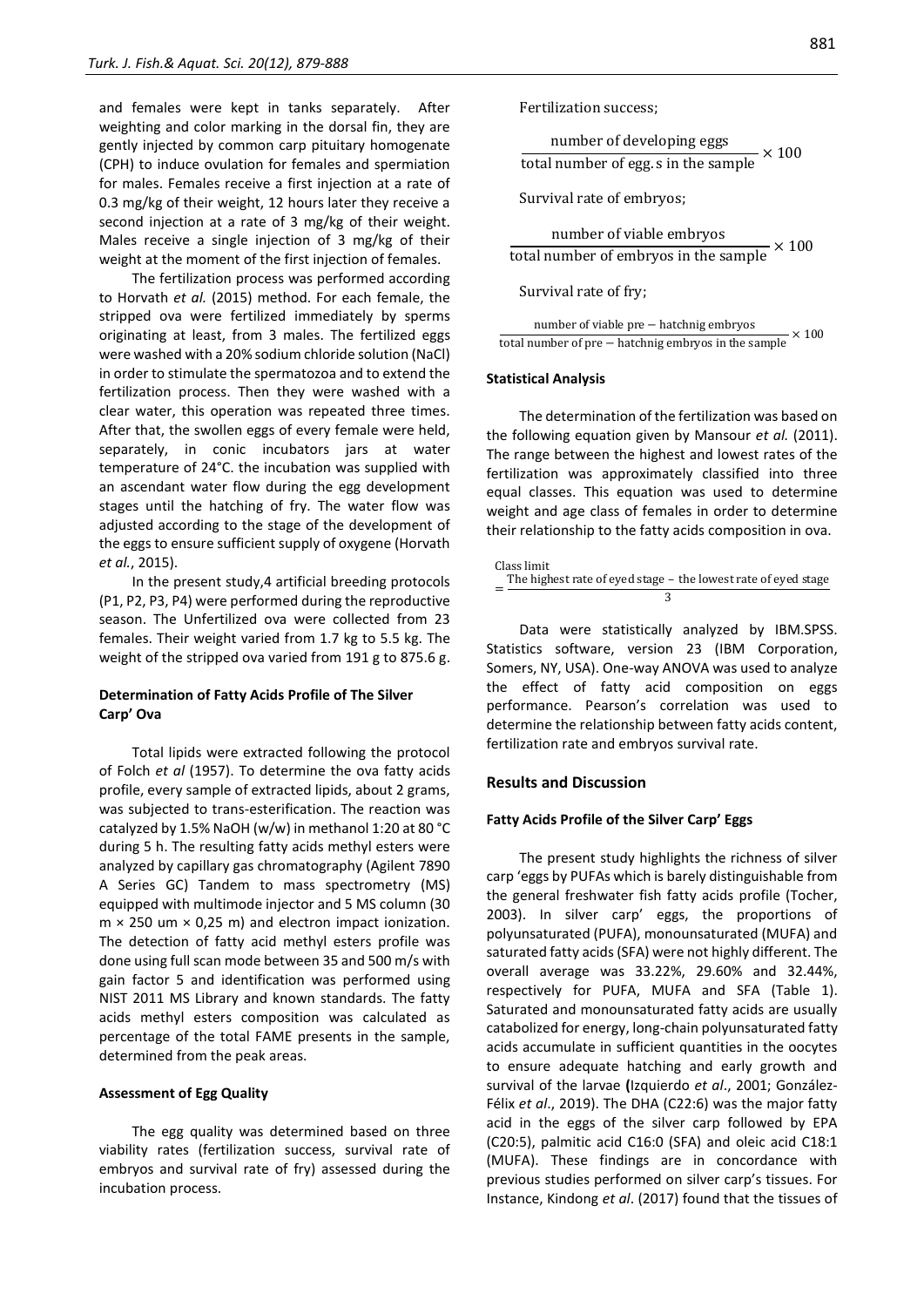and females were kept in tanks separately. After weighting and color marking in the dorsal fin, they are gently injected by common carp pituitary homogenate (CPH) to induce ovulation for females and spermiation for males. Females receive a first injection at a rate of 0.3 mg/kg of their weight, 12 hours later they receive a second injection at a rate of 3 mg/kg of their weight. Males receive a single injection of 3 mg/kg of their weight at the moment of the first injection of females.

The fertilization process was performed according to Horvath *et al.* (2015) method. For each female, the stripped ova were fertilized immediately by sperms originating at least, from 3 males. The fertilized eggs were washed with a 20% sodium chloride solution (NaCl) in order to stimulate the spermatozoa and to extend the fertilization process. Then they were washed with a clear water, this operation was repeated three times. After that, the swollen eggs of every female were held, separately, in conic incubators jars at water temperature of 24°C. the incubation was supplied with an ascendant water flow during the egg development stages until the hatching of fry. The water flow was adjusted according to the stage of the development of the eggs to ensure sufficient supply of oxygene (Horvath *et al.*, 2015).

In the present study,4 artificial breeding protocols (P1, P2, P3, P4) were performed during the reproductive season. The Unfertilized ova were collected from 23 females. Their weight varied from 1.7 kg to 5.5 kg. The weight of the stripped ova varied from 191 g to 875.6 g.

### Determination of Fatty Acids Profile of The Silver Carp' Ova

Total lipids were extracted following the protocol of Folch *et al* (1957). To determine the ova fatty acids profile, every sample of extracted lipids, about 2 grams, was subjected to trans-esterification. The reaction was catalyzed by 1.5% NaOH (w/w) in methanol 1:20 at 80 °C during 5 h. The resulting fatty acids methyl esters were analyzed by capillary gas chromatography (Agilent 7890 A Series GC) Tandem to mass spectrometry (MS) equipped with multimode injector and 5 MS column (30 m × 250 um × 0,25 m) and electron impact ionization. The detection of fatty acid methyl esters profile was done using full scan mode between 35 and 500 m/s with gain factor 5 and identification was performed using NIST 2011 MS Library and known standards. The fatty acids methyl esters composition was calculated as percentage of the total FAME presents in the sample, determined from the peak areas.

### Assessment of Egg Quality

The egg quality was determined based on three viability rates (fertilization success, survival rate of embryos and survival rate of fry) assessed during the incubation process.

Fertilization success;

$$\frac{\text{number of developing eggs}}{\text{total number of egg.s in the sample}} \times 100$$

Survival rate of embryos;

$$\frac{\text{number of viable embryos}}{\text{total number of embryos in the sample}} \times 100$$

Survival rate of fry;

$$\frac{\text{number of viable pre}-\text{hatchnig embryos}}{\text{total number of pre}-\text{hatchnig embryos in the sample}} \times 100$$

### Statistical Analysis

The determination of the fertilization was based on the following equation given by Mansour *et al.* (2011). The range between the highest and lowest rates of the fertilization was approximately classified into three equal classes. This equation was used to determine weight and age class of females in order to determine their relationship to the fatty acids composition in ova.

$$\text{Class limit} = \frac{\text{The highest rate of eyed stage} - \text{the lowest rate of eyed stage}}{3}$$

Data were statistically analyzed by IBM.SPSS. Statistics software, version 23 (IBM Corporation, Somers, NY, USA). One-way ANOVA was used to analyze the effect of fatty acid composition on eggs performance. Pearson's correlation was used to determine the relationship between fatty acids content, fertilization rate and embryos survival rate.

## Results and Discussion

### Fatty Acids Profile of the Silver Carp' Eggs

The present study highlights the richness of silver carp 'eggs by PUFAs which is barely distinguishable from the general freshwater fish fatty acids profile (Tocher, 2003). In silver carp' eggs, the proportions of polyunsaturated (PUFA), monounsaturated (MUFA) and saturated fatty acids (SFA) were not highly different. The overall average was 33.22%, 29.60% and 32.44%, respectively for PUFA, MUFA and SFA (Table 1). Saturated and monounsaturated fatty acids are usually catabolized for energy, long-chain polyunsaturated fatty acids accumulate in sufficient quantities in the oocytes to ensure adequate hatching and early growth and survival of the larvae (Izquierdo *et al*., 2001; González-Félix *et al*., 2019). The DHA (C22:6) was the major fatty acid in the eggs of the silver carp followed by EPA (C20:5), palmitic acid C16:0 (SFA) and oleic acid C18:1 (MUFA). These findings are in concordance with previous studies performed on silver carp's tissues. For Instance, Kindong *et al*. (2017) found that the tissues of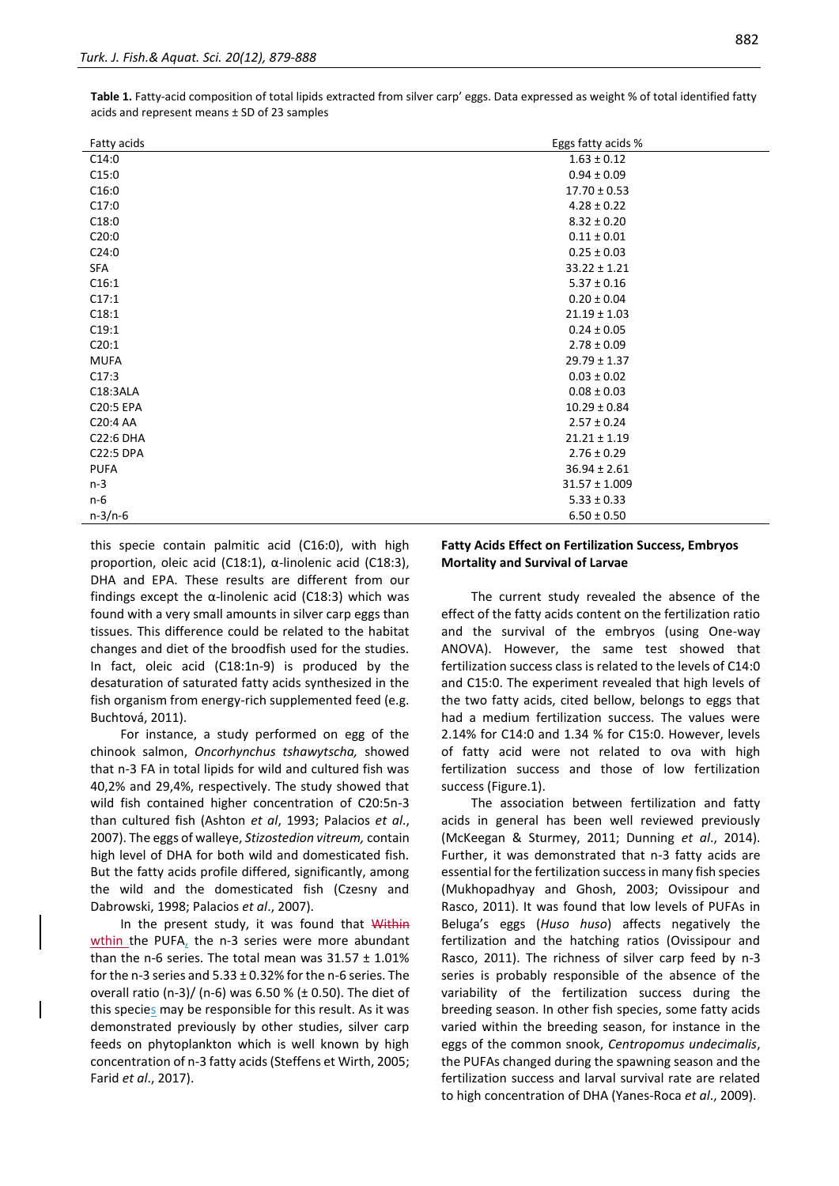**Table 1.** Fatty-acid composition of total lipids extracted from silver carp' eggs. Data expressed as weight % of total identified fatty acids and represent means ± SD of 23 samples

| Fatty acids | Eggs fatty acids % |
|---|---|
| C14:0 | 1.63 ± 0.12 |
| C15:0 | 0.94 ± 0.09 |
| C16:0 | 17.70 ± 0.53 |
| C17:0 | 4.28 ± 0.22 |
| C18:0 | 8.32 ± 0.20 |
| C20:0 | 0.11 ± 0.01 |
| C24:0 | 0.25 ± 0.03 |
| SFA | 33.22 ± 1.21 |
| C16:1 | 5.37 ± 0.16 |
| C17:1 | 0.20 ± 0.04 |
| C18:1 | 21.19 ± 1.03 |
| C19:1 | 0.24 ± 0.05 |
| C20:1 | 2.78 ± 0.09 |
| MUFA | 29.79 ± 1.37 |
| C17:3 | 0.03 ± 0.02 |
| C18:3ALA | 0.08 ± 0.03 |
| C20:5 EPA | 10.29 ± 0.84 |
| C20:4 AA | 2.57 ± 0.24 |
| C22:6 DHA | 21.21 ± 1.19 |
| C22:5 DPA | 2.76 ± 0.29 |
| PUFA | 36.94 ± 2.61 |
| n-3 | 31.57 ± 1.009 |
| n-6 | 5.33 ± 0.33 |
| n-3/n-6 | 6.50 ± 0.50 |

this specie contain palmitic acid (C16:0), with high proportion, oleic acid (C18:1), α-linolenic acid (C18:3), DHA and EPA. These results are different from our findings except the α-linolenic acid (C18:3) which was found with a very small amounts in silver carp eggs than tissues. This difference could be related to the habitat changes and diet of the broodfish used for the studies. In fact, oleic acid (C18:1n-9) is produced by the desaturation of saturated fatty acids synthesized in the fish organism from energy-rich supplemented feed (e.g. Buchtová, 2011).

For instance, a study performed on egg of the chinook salmon, *Oncorhynchus tshawytscha,* showed that n-3 FA in total lipids for wild and cultured fish was 40,2% and 29,4%, respectively. The study showed that wild fish contained higher concentration of C20:5n-3 than cultured fish (Ashton *et al*, 1993; Palacios *et al*., 2007). The eggs of walleye, *Stizostedion vitreum,* contain high level of DHA for both wild and domesticated fish. But the fatty acids profile differed, significantly, among the wild and the domesticated fish (Czesny and Dabrowski, 1998; Palacios *et al*., 2007).

In the present study, it was found that ~~Within~~ wthin the PUFA, the n-3 series were more abundant than the n-6 series. The total mean was 31.57 ± 1.01% for the n-3 series and 5.33 ± 0.32% for the n-6 series. The overall ratio (n-3)/ (n-6) was 6.50 % (± 0.50). The diet of this species may be responsible for this result. As it was demonstrated previously by other studies, silver carp feeds on phytoplankton which is well known by high concentration of n-3 fatty acids (Steffens et Wirth, 2005; Farid *et al*., 2017).

### Fatty Acids Effect on Fertilization Success, Embryos Mortality and Survival of Larvae

The current study revealed the absence of the effect of the fatty acids content on the fertilization ratio and the survival of the embryos (using One-way ANOVA). However, the same test showed that fertilization success class is related to the levels of C14:0 and C15:0. The experiment revealed that high levels of the two fatty acids, cited bellow, belongs to eggs that had a medium fertilization success. The values were 2.14% for C14:0 and 1.34 % for C15:0. However, levels of fatty acid were not related to ova with high fertilization success and those of low fertilization success (Figure.1).

The association between fertilization and fatty acids in general has been well reviewed previously (McKeegan & Sturmey, 2011; Dunning *et al*., 2014). Further, it was demonstrated that n-3 fatty acids are essential for the fertilization success in many fish species (Mukhopadhyay and Ghosh, 2003; Ovissipour and Rasco, 2011). It was found that low levels of PUFAs in Beluga's eggs (*Huso huso*) affects negatively the fertilization and the hatching ratios (Ovissipour and Rasco, 2011). The richness of silver carp feed by n-3 series is probably responsible of the absence of the variability of the fertilization success during the breeding season. In other fish species, some fatty acids varied within the breeding season, for instance in the eggs of the common snook, *Centropomus undecimalis*, the PUFAs changed during the spawning season and the fertilization success and larval survival rate are related to high concentration of DHA (Yanes-Roca *et al*., 2009).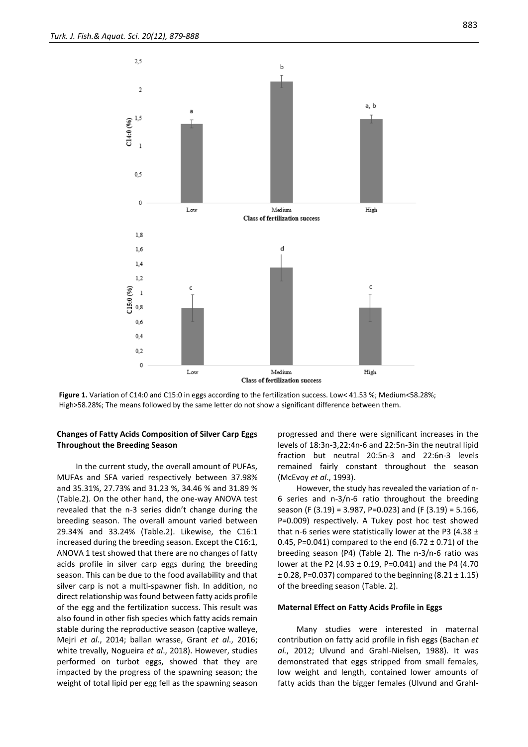**Figure 1.** Variation of C14:0 and C15:0 in eggs according to the fertilization success. Low< 41.53 %; Medium<58.28%; High>58.28%; The means followed by the same letter do not show a significant difference between them.

### Changes of Fatty Acids Composition of Silver Carp Eggs Throughout the Breeding Season

In the current study, the overall amount of PUFAs, MUFAs and SFA varied respectively between 37.98% and 35.31%, 27.73% and 31.23 %, 34.46 % and 31.89 % (Table.2). On the other hand, the one-way ANOVA test revealed that the n-3 series didn't change during the breeding season. The overall amount varied between 29.34% and 33.24% (Table.2). Likewise, the C16:1 increased during the breeding season. Except the C16:1, ANOVA 1 test showed that there are no changes of fatty acids profile in silver carp eggs during the breeding season. This can be due to the food availability and that silver carp is not a multi-spawner fish. In addition, no direct relationship was found between fatty acids profile of the egg and the fertilization success. This result was also found in other fish species which fatty acids remain stable during the reproductive season (captive walleye, Mejri *et al*., 2014; ballan wrasse, Grant *et al*., 2016; white trevally, Nogueira *et al*., 2018). However, studies performed on turbot eggs, showed that they are impacted by the progress of the spawning season; the weight of total lipid per egg fell as the spawning season progressed and there were significant increases in the levels of 18:3n-3,22:4n-6 and 22:5n-3in the neutral lipid fraction but neutral 20:5n-3 and 22:6n-3 levels remained fairly constant throughout the season (McEvoy *et al*., 1993).

However, the study has revealed the variation of n-6 series and n-3/n-6 ratio throughout the breeding season ($F (3.19) = 3.987$, $P=0.023$) and ($F (3.19) = 5.166$, $P=0.009$) respectively. A Tukey post hoc test showed that n-6 series were statistically lower at the P3 ($4.38 \pm 0.45$, $P=0.041$) compared to the end ($6.72 \pm 0.71$) of the breeding season (P4) (Table 2). The n-3/n-6 ratio was lower at the P2 ($4.93 \pm 0.19$, $P=0.041$) and the P4 ($4.70 \pm 0.28$, $P=0.037$) compared to the beginning ($8.21 \pm 1.15$) of the breeding season (Table. 2).

### Maternal Effect on Fatty Acids Profile in Eggs

Many studies were interested in maternal contribution on fatty acid profile in fish eggs (Bachan *et al.*, 2012; Ulvund and Grahl-Nielsen, 1988). It was demonstrated that eggs stripped from small females, low weight and length, contained lower amounts of fatty acids than the bigger females (Ulvund and Grahl-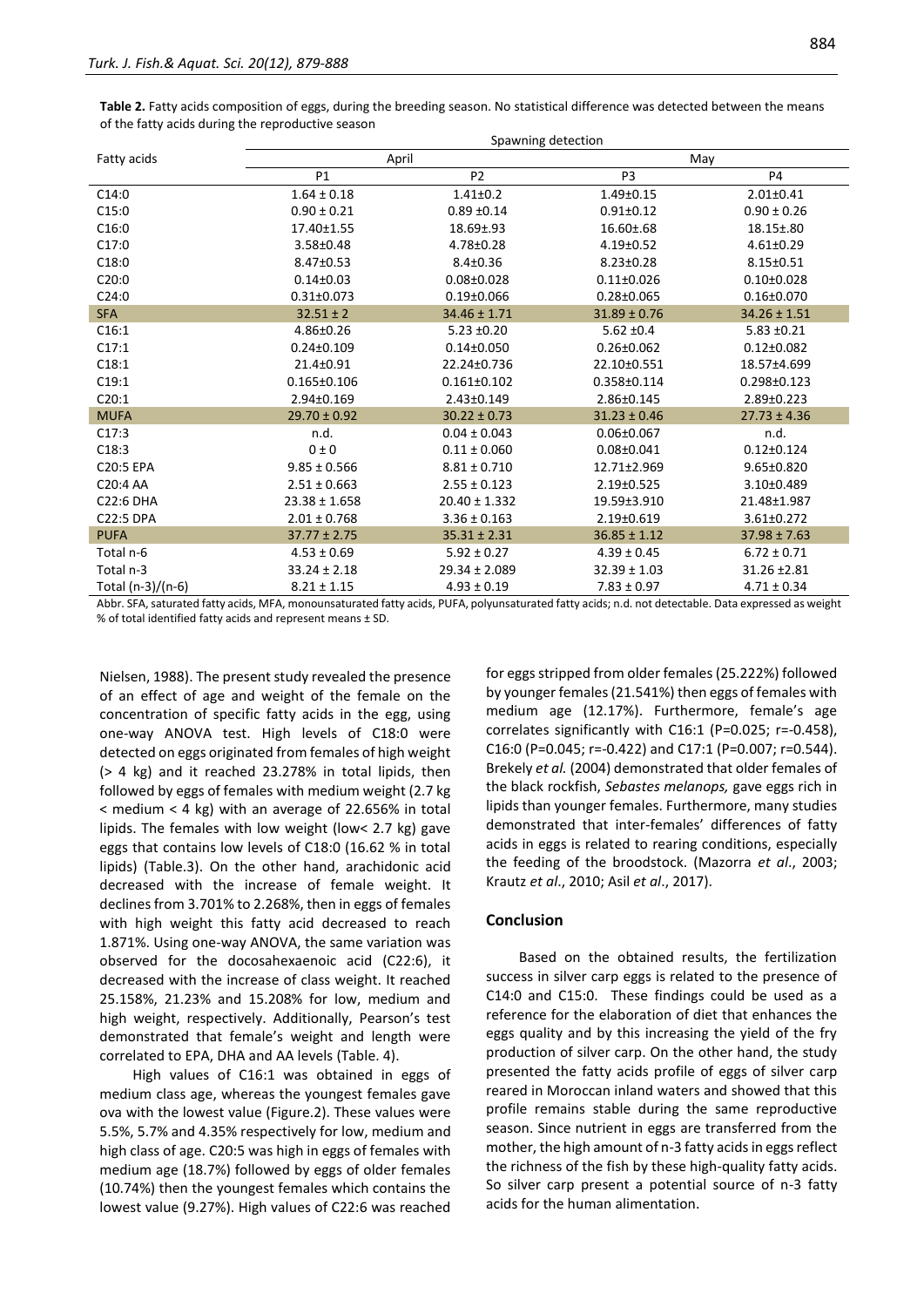**Table 2.** Fatty acids composition of eggs, during the breeding season. No statistical difference was detected between the means of the fatty acids during the reproductive season

| Fatty acids | Spawning detection | | | |
|---|---|---|---|---|
| | April | | May | |
| | P1 | P2 | P3 | P4 |
| C14:0 | 1.64 ± 0.18 | 1.41±0.2 | 1.49±0.15 | 2.01±0.41 |
| C15:0 | 0.90 ± 0.21 | 0.89 ±0.14 | 0.91±0.12 | 0.90 ± 0.26 |
| C16:0 | 17.40±1.55 | 18.69±.93 | 16.60±.68 | 18.15±.80 |
| C17:0 | 3.58±0.48 | 4.78±0.28 | 4.19±0.52 | 4.61±0.29 |
| C18:0 | 8.47±0.53 | 8.4±0.36 | 8.23±0.28 | 8.15±0.51 |
| C20:0 | 0.14±0.03 | 0.08±0.028 | 0.11±0.026 | 0.10±0.028 |
| C24:0 | 0.31±0.073 | 0.19±0.066 | 0.28±0.065 | 0.16±0.070 |
| SFA | 32.51 ± 2 | 34.46 ± 1.71 | 31.89 ± 0.76 | 34.26 ± 1.51 |
| C16:1 | 4.86±0.26 | 5.23 ±0.20 | 5.62 ±0.4 | 5.83 ±0.21 |
| C17:1 | 0.24±0.109 | 0.14±0.050 | 0.26±0.062 | 0.12±0.082 |
| C18:1 | 21.4±0.91 | 22.24±0.736 | 22.10±0.551 | 18.57±4.699 |
| C19:1 | 0.165±0.106 | 0.161±0.102 | 0.358±0.114 | 0.298±0.123 |
| C20:1 | 2.94±0.169 | 2.43±0.149 | 2.86±0.145 | 2.89±0.223 |
| MUFA | 29.70 ± 0.92 | 30.22 ± 0.73 | 31.23 ± 0.46 | 27.73 ± 4.36 |
| C17:3 | n.d. | 0.04 ± 0.043 | 0.06±0.067 | n.d. |
| C18:3 | 0 ± 0 | 0.11 ± 0.060 | 0.08±0.041 | 0.12±0.124 |
| C20:5 EPA | 9.85 ± 0.566 | 8.81 ± 0.710 | 12.71±2.969 | 9.65±0.820 |
| C20:4 AA | 2.51 ± 0.663 | 2.55 ± 0.123 | 2.19±0.525 | 3.10±0.489 |
| C22:6 DHA | 23.38 ± 1.658 | 20.40 ± 1.332 | 19.59±3.910 | 21.48±1.987 |
| C22:5 DPA | 2.01 ± 0.768 | 3.36 ± 0.163 | 2.19±0.619 | 3.61±0.272 |
| PUFA | 37.77 ± 2.75 | 35.31 ± 2.31 | 36.85 ± 1.12 | 37.98 ± 7.63 |
| Total n-6 | 4.53 ± 0.69 | 5.92 ± 0.27 | 4.39 ± 0.45 | 6.72 ± 0.71 |
| Total n-3 | 33.24 ± 2.18 | 29.34 ± 2.089 | 32.39 ± 1.03 | 31.26 ±2.81 |
| Total (n-3)/(n-6) | 8.21 ± 1.15 | 4.93 ± 0.19 | 7.83 ± 0.97 | 4.71 ± 0.34 |

Abbr. SFA, saturated fatty acids, MFA, monounsaturated fatty acids, PUFA, polyunsaturated fatty acids; n.d. not detectable. Data expressed as weight % of total identified fatty acids and represent means ± SD.

Nielsen, 1988). The present study revealed the presence of an effect of age and weight of the female on the concentration of specific fatty acids in the egg, using one-way ANOVA test. High levels of C18:0 were detected on eggs originated from females of high weight (> 4 kg) and it reached 23.278% in total lipids, then followed by eggs of females with medium weight (2.7 kg < medium < 4 kg) with an average of 22.656% in total lipids. The females with low weight (low< 2.7 kg) gave eggs that contains low levels of C18:0 (16.62 % in total lipids) (Table.3). On the other hand, arachidonic acid decreased with the increase of female weight. It declines from 3.701% to 2.268%, then in eggs of females with high weight this fatty acid decreased to reach 1.871%. Using one-way ANOVA, the same variation was observed for the docosahexaenoic acid (C22:6), it decreased with the increase of class weight. It reached 25.158%, 21.23% and 15.208% for low, medium and high weight, respectively. Additionally, Pearson's test demonstrated that female's weight and length were correlated to EPA, DHA and AA levels (Table. 4).

High values of C16:1 was obtained in eggs of medium class age, whereas the youngest females gave ova with the lowest value (Figure.2). These values were 5.5%, 5.7% and 4.35% respectively for low, medium and high class of age. C20:5 was high in eggs of females with medium age (18.7%) followed by eggs of older females (10.74%) then the youngest females which contains the lowest value (9.27%). High values of C22:6 was reached for eggs stripped from older females (25.222%) followed by younger females (21.541%) then eggs of females with medium age (12.17%). Furthermore, female's age correlates significantly with C16:1 ($P=0.025$; $r=-0.458$), C16:0 ($P=0.045$; $r=-0.422$) and C17:1 ($P=0.007$; $r=0.544$). Brekely *et al.* (2004) demonstrated that older females of the black rockfish, *Sebastes melanops,* gave eggs rich in lipids than younger females. Furthermore, many studies demonstrated that inter-females' differences of fatty acids in eggs is related to rearing conditions, especially the feeding of the broodstock. (Mazorra *et al*., 2003; Krautz *et al*., 2010; Asil *et al*., 2017).

## Conclusion

Based on the obtained results, the fertilization success in silver carp eggs is related to the presence of C14:0 and C15:0. These findings could be used as a reference for the elaboration of diet that enhances the eggs quality and by this increasing the yield of the fry production of silver carp. On the other hand, the study presented the fatty acids profile of eggs of silver carp reared in Moroccan inland waters and showed that this profile remains stable during the same reproductive season. Since nutrient in eggs are transferred from the mother, the high amount of n-3 fatty acids in eggs reflect the richness of the fish by these high-quality fatty acids. So silver carp present a potential source of n-3 fatty acids for the human alimentation.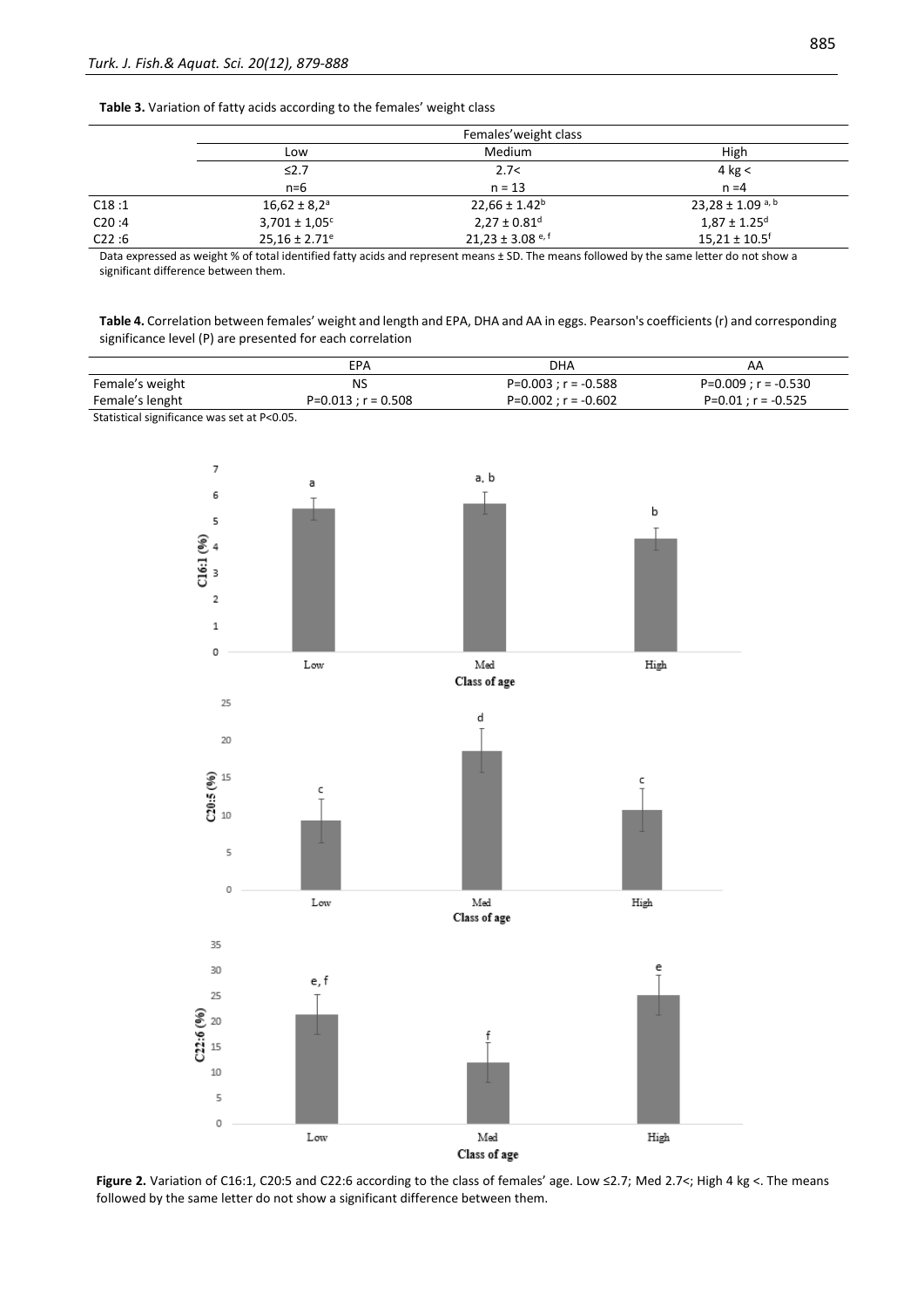**Table 3.** Variation of fatty acids according to the females' weight class

| | Females'weight class | | |
|---|---|---|---|
| | Low | Medium | High |
| | ≤2.7 | 2.7< | 4 kg < |
| | n=6 | n = 13 | n =4 |
| C18 :1 | 16,62 ± 8,2[a] | 22,66 ± 1.42[b] | 23,28 ± 1.09 [a, b] |
| C20 :4 | 3,701 ± 1,05[c] | 2,27 ± 0.81[d] | 1,87 ± 1.25[d] |
| C22 :6 | 25,16 ± 2.71[e] | 21,23 ± 3.08 [e, f] | 15,21 ± 10.5[f] |

Data expressed as weight % of total identified fatty acids and represent means ± SD. The means followed by the same letter do not show a significant difference between them.

**Table 4.** Correlation between females' weight and length and EPA, DHA and AA in eggs. Pearson's coefficients (r) and corresponding significance level (P) are presented for each correlation

| | EPA | DHA | AA |
|---|---|---|---|
| Female's weight | NS | P=0.003 ; r = -0.588 | P=0.009 ; r = -0.530 |
| Female's lenght | P=0.013 ; r = 0.508 | P=0.002 ; r = -0.602 | P=0.01 ; r = -0.525 |

Statistical significance was set at P<0.05.

**Figure 2.** Variation of C16:1, C20:5 and C22:6 according to the class of females' age. Low ≤2.7; Med 2.7<; High 4 kg <. The means followed by the same letter do not show a significant difference between them.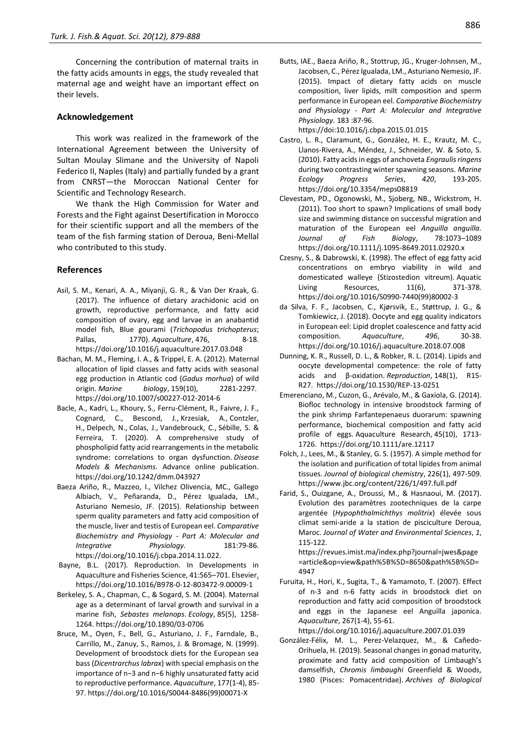Concerning the contribution of maternal traits in the fatty acids amounts in eggs, the study revealed that maternal age and weight have an important effect on their levels.

## Acknowledgement

This work was realized in the framework of the International Agreement between the University of Sultan Moulay Slimane and the University of Napoli Federico II, Naples (Italy) and partially funded by a grant from CNRST—the Moroccan National Center for Scientific and Technology Research.

We thank the High Commission for Water and Forests and the Fight against Desertification in Morocco for their scientific support and all the members of the team of the fish farming station of Deroua, Beni-Mellal who contributed to this study.

## References

Asil, S. M., Kenari, A. A., Miyanji, G. R., & Van Der Kraak, G. (2017). The influence of dietary arachidonic acid on growth, reproductive performance, and fatty acid composition of ovary, egg and larvae in an anabantid model fish, Blue gourami (*Trichopodus trichopterus*; Pallas, 1770). *Aquaculture*, 476, 8-18. https://doi.org/10.1016/j.aquaculture.2017.03.048

Bachan, M. M., Fleming, I. A., & Trippel, E. A. (2012). Maternal allocation of lipid classes and fatty acids with seasonal egg production in Atlantic cod (*Gadus morhua*) of wild origin. *Marine biology*, 159(10), 2281-2297. https://doi.org/10.1007/s00227-012-2014-6

Bacle, A., Kadri, L., Khoury, S., Ferru-Clément, R., Faivre, J. F., Cognard, C., Bescond, J., Krzesiak, A., Contzler, H., Delpech, N., Colas, J., Vandebrouck, C., Sébille, S. & Ferreira, T. (2020). A comprehensive study of phospholipid fatty acid rearrangements in the metabolic syndrome: correlations to organ dysfunction. *Disease Models & Mechanisms*. Advance online publication. https://doi.org/10.1242/dmm.043927

Baeza Ariño, R., Mazzeo, I., Vilchez Olivencia, MC., Gallego Albiach, V., Peñaranda, D., Pérez Igualada, LM., Asturiano Nemesio, JF. (2015). Relationship between sperm quality parameters and fatty acid composition of the muscle, liver and testis of European eel. *Comparative Biochemistry and Physiology - Part A: Molecular and Integrative Physiology*. 181:79-86. https://doi.org/10.1016/j.cbpa.2014.11.022.

Bayne, B.L. (2017). Reproduction. In Developments in Aquaculture and Fisheries Science, 41:565–701. Elsevier. https://doi.org/10.1016/B978-0-12-803472-9.00009-1

Berkeley, S. A., Chapman, C., & Sogard, S. M. (2004). Maternal age as a determinant of larval growth and survival in a marine fish, *Sebastes melanops*. *Ecology*, 85(5), 1258-1264. https://doi.org/10.1890/03-0706

Bruce, M., Oyen, F., Bell, G., Asturiano, J. F., Farndale, B., Carrillo, M., Zanuy, S., Ramos, J. & Bromage, N. (1999). Development of broodstock diets for the European sea bass (*Dicentrarchus labrax*) with special emphasis on the importance of n−3 and n−6 highly unsaturated fatty acid to reproductive performance. *Aquaculture*, 177(1-4), 85-97. https://doi.org/10.1016/S0044-8486(99)00071-X

Butts, IAE., Baeza Ariño, R., Stottrup, JG., Kruger-Johnsen, M., Jacobsen, C., Pérez Igualada, LM., Asturiano Nemesio, JF. (2015). Impact of dietary fatty acids on muscle composition, liver lipids, milt composition and sperm performance in European eel. *Comparative Biochemistry and Physiology - Part A: Molecular and Integrative Physiology*. 183 :87-96. https://doi:10.1016/j.cbpa.2015.01.015

Castro, L. R., Claramunt, G., González, H. E., Krautz, M. C., Llanos-Rivera, A., Méndez, J., Schneider, W. & Soto, S. (2010). Fatty acids in eggs of anchoveta *Engraulis ringens* during two contrasting winter spawning seasons. *Marine Ecology Progress Series*, *420*, 193-205. https://doi.org/10.3354/meps08819

Clevestam, PD., Ogonowski, M., Sjoberg, NB., Wickstrom, H. (2011). Too short to spawn? Implications of small body size and swimming distance on successful migration and maturation of the European eel *Anguilla anguilla. Journal of Fish Biology*, 78:1073–1089 https://doi.org/10.1111/j.1095-8649.2011.02920.x

Czesny, S., & Dabrowski, K. (1998). The effect of egg fatty acid concentrations on embryo viability in wild and domesticated walleye (Stizostedion vitreum). Aquatic Living Resources, 11(6), 371-378. https://doi.org/10.1016/S0990-7440(99)80002-3

da Silva, F. F., Jacobsen, C., Kjørsvik, E., Støttrup, J. G., & Tomkiewicz, J. (2018). Oocyte and egg quality indicators in European eel: Lipid droplet coalescence and fatty acid composition. *Aquaculture*, *496*, 30-38. https://doi.org/10.1016/j.aquaculture.2018.07.008

Dunning, K. R., Russell, D. L., & Robker, R. L. (2014). Lipids and oocyte developmental competence: the role of fatty acids and β-oxidation. *Reproduction*, 148(1), R15-R27. https://doi.org/10.1530/REP-13-0251

Emerenciano, M., Cuzon, G., Arévalo, M., & Gaxiola, G. (2014). Biofloc technology in intensive broodstock farming of the pink shrimp Farfantepenaeus duorarum: spawning performance, biochemical composition and fatty acid profile of eggs. Aquaculture Research, 45(10), 1713-1726. https://doi.org/10.1111/are.12117

Folch, J., Lees, M., & Stanley, G. S. (1957). A simple method for the isolation and purification of total lipides from animal tissues. *Journal of biological chemistry*, 226(1), 497-509. https://www.jbc.org/content/226/1/497.full.pdf

Farid, S., Ouizgane, A., Droussi, M., & Hasnaoui, M. (2017). Evolution des paramètres zootechniques de la carpe argentée (*Hypophthalmichthys molitrix*) élevée sous climat semi-aride a la station de pisciculture Deroua, Maroc. *Journal of Water and Environmental Sciences*, *1*, 115-122. https://revues.imist.ma/index.php?journal=jwes&page=article&op=view&path%5B%5D=8650&path%5B%5D=4947

Furuita, H., Hori, K., Sugita, T., & Yamamoto, T. (2007). Effect of n-3 and n-6 fatty acids in broodstock diet on reproduction and fatty acid composition of broodstock and eggs in the Japanese eel Anguilla japonica. *Aquaculture*, 267(1-4), 55-61. https://doi.org/10.1016/j.aquaculture.2007.01.039

González-Félix, M. L., Perez-Velazquez, M., & Cañedo-Orihuela, H. (2019). Seasonal changes in gonad maturity, proximate and fatty acid composition of Limbaugh's damselfish, *Chromis limbaughi* Greenfield & Woods, 1980 (Pisces: Pomacentridae). *Archives of Biological*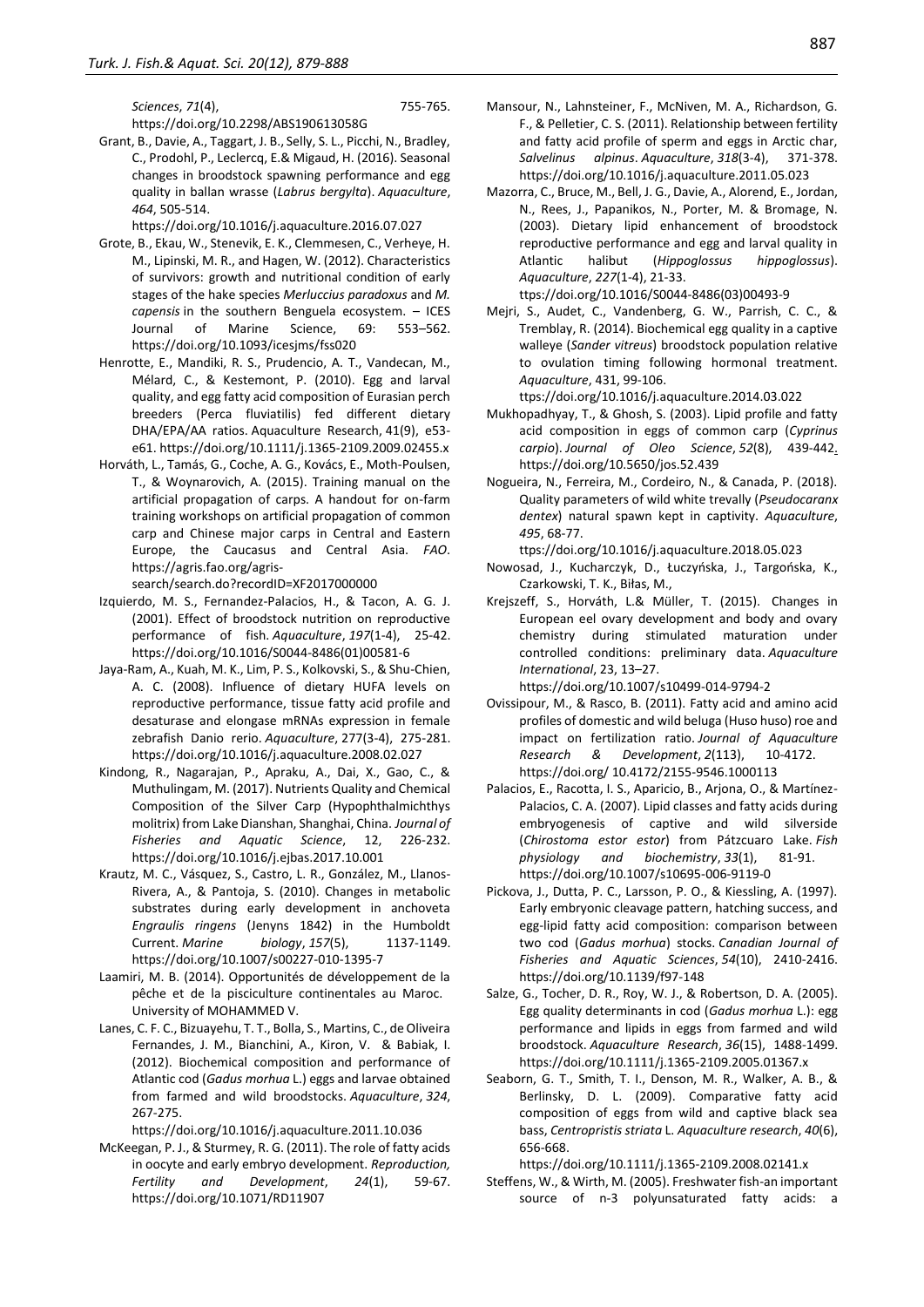*Sciences*, *71*(4), 755-765. https://doi.org/10.2298/ABS190613058G

Grant, B., Davie, A., Taggart, J. B., Selly, S. L., Picchi, N., Bradley, C., Prodohl, P., Leclercq, E.& Migaud, H. (2016). Seasonal changes in broodstock spawning performance and egg quality in ballan wrasse (*Labrus bergylta*). *Aquaculture*, *464*, 505-514. https://doi.org/10.1016/j.aquaculture.2016.07.027

Grote, B., Ekau, W., Stenevik, E. K., Clemmesen, C., Verheye, H. M., Lipinski, M. R., and Hagen, W. (2012). Characteristics of survivors: growth and nutritional condition of early stages of the hake species *Merluccius paradoxus* and *M. capensis* in the southern Benguela ecosystem. – ICES Journal of Marine Science, 69: 553–562. https://doi.org/10.1093/icesjms/fss020

Henrotte, E., Mandiki, R. S., Prudencio, A. T., Vandecan, M., Mélard, C., & Kestemont, P. (2010). Egg and larval quality, and egg fatty acid composition of Eurasian perch breeders (Perca fluviatilis) fed different dietary DHA/EPA/AA ratios. Aquaculture Research, 41(9), e53-e61. https://doi.org/10.1111/j.1365-2109.2009.02455.x

Horváth, L., Tamás, G., Coche, A. G., Kovács, E., Moth-Poulsen, T., & Woynarovich, A. (2015). Training manual on the artificial propagation of carps. A handout for on-farm training workshops on artificial propagation of common carp and Chinese major carps in Central and Eastern Europe, the Caucasus and Central Asia. *FAO*. https://agris.fao.org/agris-search/search.do?recordID=XF2017000000

Izquierdo, M. S., Fernandez-Palacios, H., & Tacon, A. G. J. (2001). Effect of broodstock nutrition on reproductive performance of fish. *Aquaculture*, *197*(1-4), 25-42. https://doi.org/10.1016/S0044-8486(01)00581-6

Jaya-Ram, A., Kuah, M. K., Lim, P. S., Kolkovski, S., & Shu-Chien, A. C. (2008). Influence of dietary HUFA levels on reproductive performance, tissue fatty acid profile and desaturase and elongase mRNAs expression in female zebrafish Danio rerio. *Aquaculture*, 277(3-4), 275-281. https://doi.org/10.1016/j.aquaculture.2008.02.027

Kindong, R., Nagarajan, P., Apraku, A., Dai, X., Gao, C., & Muthulingam, M. (2017). Nutrients Quality and Chemical Composition of the Silver Carp (Hypophthalmichthys molitrix) from Lake Dianshan, Shanghai, China. *Journal of Fisheries and Aquatic Science*, 12, 226-232. https://doi.org/10.1016/j.ejbas.2017.10.001

Krautz, M. C., Vásquez, S., Castro, L. R., González, M., Llanos-Rivera, A., & Pantoja, S. (2010). Changes in metabolic substrates during early development in anchoveta *Engraulis ringens* (Jenyns 1842) in the Humboldt Current. *Marine biology*, *157*(5), 1137-1149. https://doi.org/10.1007/s00227-010-1395-7

Laamiri, M. B. (2014). Opportunités de développement de la pêche et de la pisciculture continentales au Maroc. University of MOHAMMED V.

Lanes, C. F. C., Bizuayehu, T. T., Bolla, S., Martins, C., de Oliveira Fernandes, J. M., Bianchini, A., Kiron, V. & Babiak, I. (2012). Biochemical composition and performance of Atlantic cod (*Gadus morhua* L.) eggs and larvae obtained from farmed and wild broodstocks. *Aquaculture*, *324*, 267-275. https://doi.org/10.1016/j.aquaculture.2011.10.036

McKeegan, P. J., & Sturmey, R. G. (2011). The role of fatty acids in oocyte and early embryo development. *Reproduction, Fertility and Development*, *24*(1), 59-67. https://doi.org/10.1071/RD11907

Mansour, N., Lahnsteiner, F., McNiven, M. A., Richardson, G. F., & Pelletier, C. S. (2011). Relationship between fertility and fatty acid profile of sperm and eggs in Arctic char, *Salvelinus alpinus*. *Aquaculture*, *318*(3-4), 371-378. https://doi.org/10.1016/j.aquaculture.2011.05.023

Mazorra, C., Bruce, M., Bell, J. G., Davie, A., Alorend, E., Jordan, N., Rees, J., Papanikos, N., Porter, M. & Bromage, N. (2003). Dietary lipid enhancement of broodstock reproductive performance and egg and larval quality in Atlantic halibut (*Hippoglossus hippoglossus*). *Aquaculture*, *227*(1-4), 21-33. ttps://doi.org/10.1016/S0044-8486(03)00493-9

Mejri, S., Audet, C., Vandenberg, G. W., Parrish, C. C., & Tremblay, R. (2014). Biochemical egg quality in a captive walleye (*Sander vitreus*) broodstock population relative to ovulation timing following hormonal treatment. *Aquaculture*, 431, 99-106. ttps://doi.org/10.1016/j.aquaculture.2014.03.022

Mukhopadhyay, T., & Ghosh, S. (2003). Lipid profile and fatty acid composition in eggs of common carp (*Cyprinus carpio*). *Journal of Oleo Science*, *52*(8), 439-442. https://doi.org/10.5650/jos.52.439

Nogueira, N., Ferreira, M., Cordeiro, N., & Canada, P. (2018). Quality parameters of wild white trevally (*Pseudocaranx dentex*) natural spawn kept in captivity. *Aquaculture*, *495*, 68-77. ttps://doi.org/10.1016/j.aquaculture.2018.05.023

Nowosad, J., Kucharczyk, D., Łuczyńska, J., Targońska, K., Czarkowski, T. K., Biłas, M., Krejszeff, S., Horváth, L.& Müller, T. (2015). Changes in European eel ovary development and body and ovary chemistry during stimulated maturation under controlled conditions: preliminary data. *Aquaculture International*, 23, 13–27. https://doi.org/10.1007/s10499-014-9794-2

Ovissipour, M., & Rasco, B. (2011). Fatty acid and amino acid profiles of domestic and wild beluga (Huso huso) roe and impact on fertilization ratio. *Journal of Aquaculture Research & Development*, *2*(113), 10-4172. https://doi.org/ 10.4172/2155-9546.1000113

Palacios, E., Racotta, I. S., Aparicio, B., Arjona, O., & Martínez-Palacios, C. A. (2007). Lipid classes and fatty acids during embryogenesis of captive and wild silverside (*Chirostoma estor estor*) from Pátzcuaro Lake. *Fish physiology and biochemistry*, *33*(1), 81-91. https://doi.org/10.1007/s10695-006-9119-0

Pickova, J., Dutta, P. C., Larsson, P. O., & Kiessling, A. (1997). Early embryonic cleavage pattern, hatching success, and egg-lipid fatty acid composition: comparison between two cod (*Gadus morhua*) stocks. *Canadian Journal of Fisheries and Aquatic Sciences*, *54*(10), 2410-2416. https://doi.org/10.1139/f97-148

Salze, G., Tocher, D. R., Roy, W. J., & Robertson, D. A. (2005). Egg quality determinants in cod (*Gadus morhua* L.): egg performance and lipids in eggs from farmed and wild broodstock. *Aquaculture Research*, *36*(15), 1488-1499. https://doi.org/10.1111/j.1365-2109.2005.01367.x

Seaborn, G. T., Smith, T. I., Denson, M. R., Walker, A. B., & Berlinsky, D. L. (2009). Comparative fatty acid composition of eggs from wild and captive black sea bass, *Centropristis striata* L. *Aquaculture research*, *40*(6), 656-668. https://doi.org/10.1111/j.1365-2109.2008.02141.x

Steffens, W., & Wirth, M. (2005). Freshwater fish-an important source of n-3 polyunsaturated fatty acids: a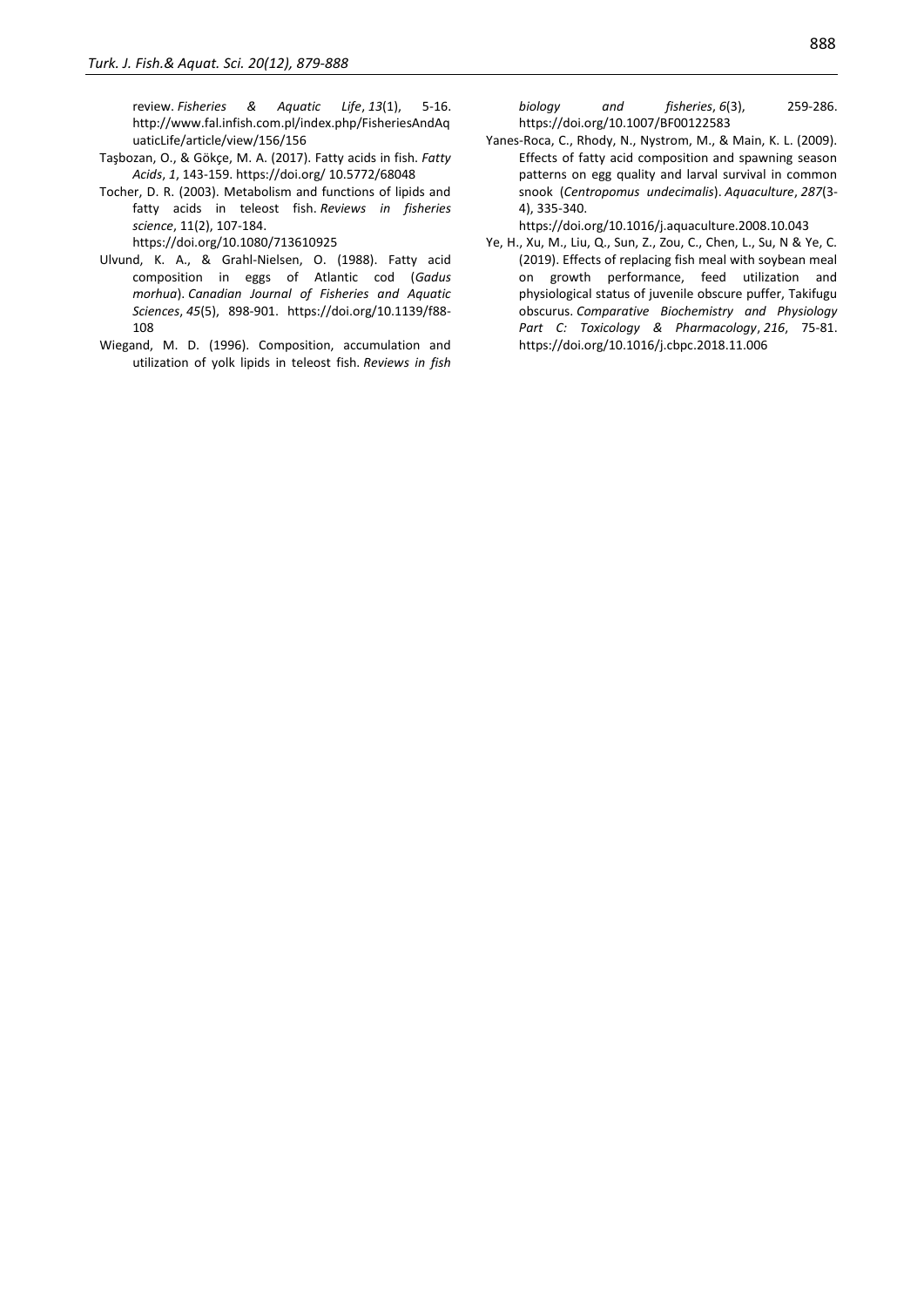review. *Fisheries & Aquatic Life*, *13*(1), 5-16. http://www.fal.infish.com.pl/index.php/FisheriesAndAquaticLife/article/view/156/156

Taşbozan, O., & Gökçe, M. A. (2017). Fatty acids in fish. *Fatty Acids*, *1*, 143-159. https://doi.org/ 10.5772/68048

Tocher, D. R. (2003). Metabolism and functions of lipids and fatty acids in teleost fish. *Reviews in fisheries science*, 11(2), 107-184. https://doi.org/10.1080/713610925

Ulvund, K. A., & Grahl-Nielsen, O. (1988). Fatty acid composition in eggs of Atlantic cod (*Gadus morhua*). *Canadian Journal of Fisheries and Aquatic Sciences*, *45*(5), 898-901. https://doi.org/10.1139/f88-108

Wiegand, M. D. (1996). Composition, accumulation and utilization of yolk lipids in teleost fish. *Reviews in fish biology and fisheries*, *6*(3), 259-286. https://doi.org/10.1007/BF00122583

Yanes-Roca, C., Rhody, N., Nystrom, M., & Main, K. L. (2009). Effects of fatty acid composition and spawning season patterns on egg quality and larval survival in common snook (*Centropomus undecimalis*). *Aquaculture*, *287*(3-4), 335-340. https://doi.org/10.1016/j.aquaculture.2008.10.043

Ye, H., Xu, M., Liu, Q., Sun, Z., Zou, C., Chen, L., Su, N & Ye, C. (2019). Effects of replacing fish meal with soybean meal on growth performance, feed utilization and physiological status of juvenile obscure puffer, Takifugu obscurus. *Comparative Biochemistry and Physiology Part C: Toxicology & Pharmacology*, *216*, 75-81. https://doi.org/10.1016/j.cbpc.2018.11.006